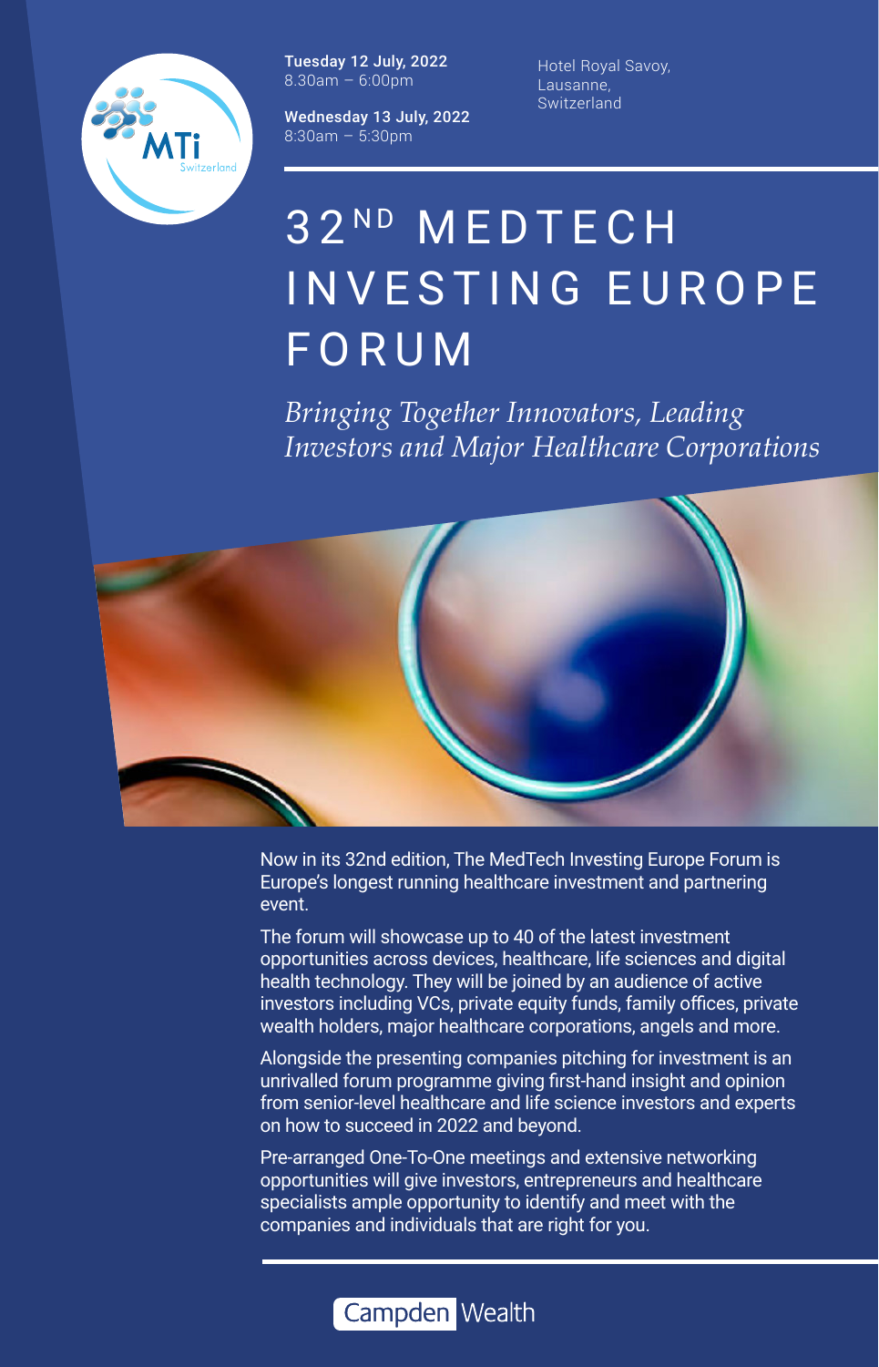MTi Switzerland

**Tuesday 12 July, 2022**
8.30am – 6:00pm

**Wednesday 13 July, 2022**
8:30am – 5:30pm

Hotel Royal Savoy,
Lausanne,
Switzerland

# 32ND MEDTECH INVESTING EUROPE FORUM

*Bringing Together Innovators, Leading Investors and Major Healthcare Corporations*

Now in its 32nd edition, The MedTech Investing Europe Forum is Europe's longest running healthcare investment and partnering event.

The forum will showcase up to 40 of the latest investment opportunities across devices, healthcare, life sciences and digital health technology. They will be joined by an audience of active investors including VCs, private equity funds, family offices, private wealth holders, major healthcare corporations, angels and more.

Alongside the presenting companies pitching for investment is an unrivalled forum programme giving first-hand insight and opinion from senior-level healthcare and life science investors and experts on how to succeed in 2022 and beyond.

Pre-arranged One-To-One meetings and extensive networking opportunities will give investors, entrepreneurs and healthcare specialists ample opportunity to identify and meet with the companies and individuals that are right for you.

Campden Wealth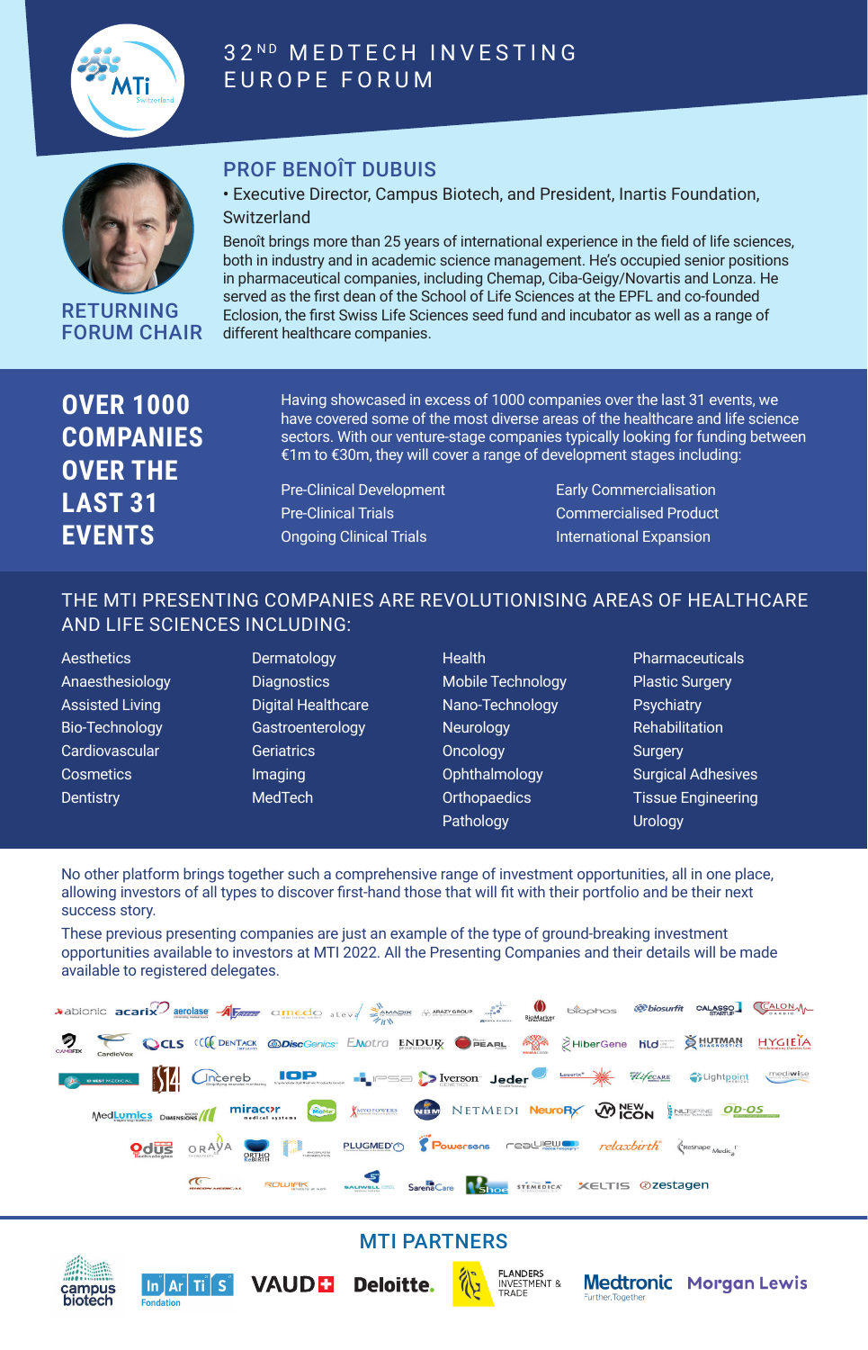# 32ND MEDTECH INVESTING EUROPE FORUM

## PROF BENOÎT DUBUIS

RETURNING FORUM CHAIR

• Executive Director, Campus Biotech, and President, Inartis Foundation, Switzerland

Benoît brings more than 25 years of international experience in the field of life sciences, both in industry and in academic science management. He's occupied senior positions in pharmaceutical companies, including Chemap, Ciba-Geigy/Novartis and Lonza. He served as the first dean of the School of Life Sciences at the EPFL and co-founded Eclosion, the first Swiss Life Sciences seed fund and incubator as well as a range of different healthcare companies.

## OVER 1000 COMPANIES OVER THE LAST 31 EVENTS

Having showcased in excess of 1000 companies over the last 31 events, we have covered some of the most diverse areas of the healthcare and life science sectors. With our venture-stage companies typically looking for funding between €1m to €30m, they will cover a range of development stages including:

- Pre-Clinical Development
- Pre-Clinical Trials
- Ongoing Clinical Trials
- Early Commercialisation
- Commercialised Product
- International Expansion

## THE MTI PRESENTING COMPANIES ARE REVOLUTIONISING AREAS OF HEALTHCARE AND LIFE SCIENCES INCLUDING:

- Aesthetics
- Anaesthesiology
- Assisted Living
- Bio-Technology
- Cardiovascular
- Cosmetics
- Dentistry
- Dermatology
- Diagnostics
- Digital Healthcare
- Gastroenterology
- Geriatrics
- Imaging
- MedTech
- Health
- Mobile Technology
- Nano-Technology
- Neurology
- Oncology
- Ophthalmology
- Orthopaedics
- Pathology
- Pharmaceuticals
- Plastic Surgery
- Psychiatry
- Rehabilitation
- Surgery
- Surgical Adhesives
- Tissue Engineering
- Urology

No other platform brings together such a comprehensive range of investment opportunities, all in one place, allowing investors of all types to discover first-hand those that will fit with their portfolio and be their next success story.

These previous presenting companies are just an example of the type of ground-breaking investment opportunities available to investors at MTI 2022. All the Presenting Companies and their details will be made available to registered delegates.

## MTI PARTNERS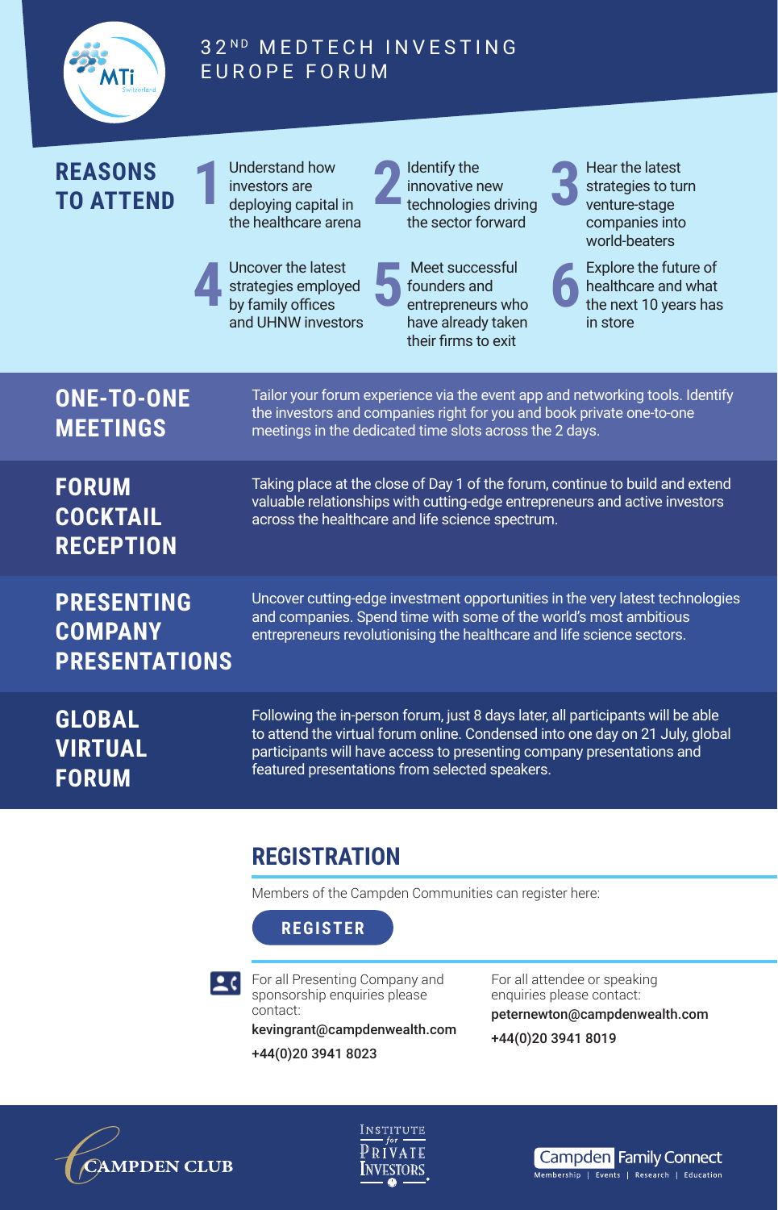# 32ND MEDTECH INVESTING EUROPE FORUM

## REASONS TO ATTEND

1. Understand how investors are deploying capital in the healthcare arena
2. Identify the innovative new technologies driving the sector forward
3. Hear the latest strategies to turn venture-stage companies into world-beaters
4. Uncover the latest strategies employed by family offices and UHNW investors
5. Meet successful founders and entrepreneurs who have already taken their firms to exit
6. Explore the future of healthcare and what the next 10 years has in store

## ONE-TO-ONE MEETINGS

Tailor your forum experience via the event app and networking tools. Identify the investors and companies right for you and book private one-to-one meetings in the dedicated time slots across the 2 days.

## FORUM COCKTAIL RECEPTION

Taking place at the close of Day 1 of the forum, continue to build and extend valuable relationships with cutting-edge entrepreneurs and active investors across the healthcare and life science spectrum.

## PRESENTING COMPANY PRESENTATIONS

Uncover cutting-edge investment opportunities in the very latest technologies and companies. Spend time with some of the world's most ambitious entrepreneurs revolutionising the healthcare and life science sectors.

## GLOBAL VIRTUAL FORUM

Following the in-person forum, just 8 days later, all participants will be able to attend the virtual forum online. Condensed into one day on 21 July, global participants will have access to presenting company presentations and featured presentations from selected speakers.

## REGISTRATION

Members of the Campden Communities can register here:

**REGISTER**

For all Presenting Company and sponsorship enquiries please contact:
**kevingrant@campdenwealth.com**
**+44(0)20 3941 8023**

For all attendee or speaking enquiries please contact:
**peternewton@campdenwealth.com**
**+44(0)20 3941 8019**

CAMPDEN CLUB

Institute for Private Investors

Campden Family Connect — Membership | Events | Research | Education